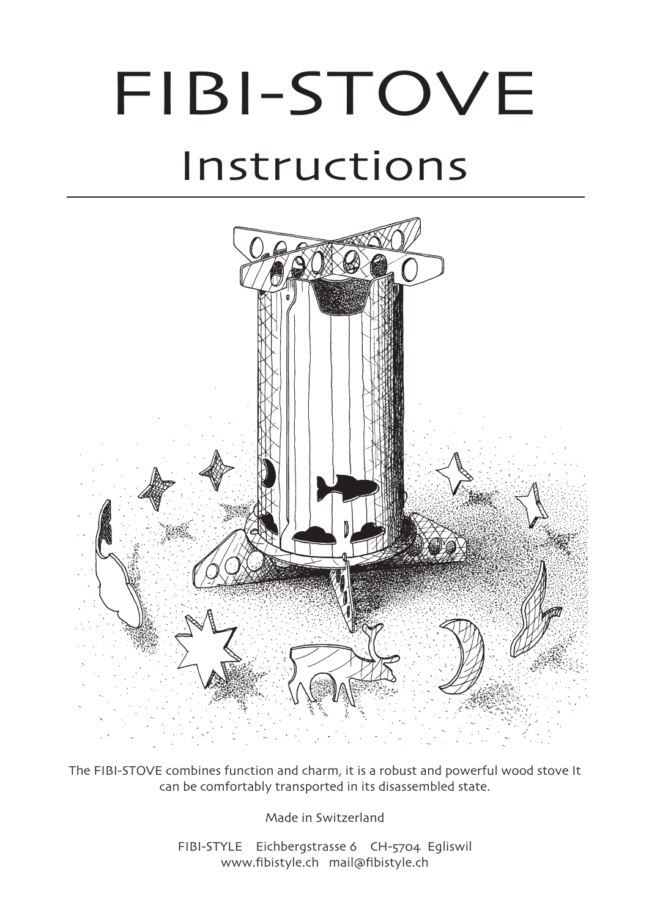# FIBI-STOVE

## Instructions

The FIBI-STOVE combines function and charm, it is a robust and powerful wood stove It can be comfortably transported in its disassembled state.

Made in Switzerland

FIBI-STYLE Eichbergstrasse 6 CH-5704 Egliswil
www.fibistyle.ch mail@fibistyle.ch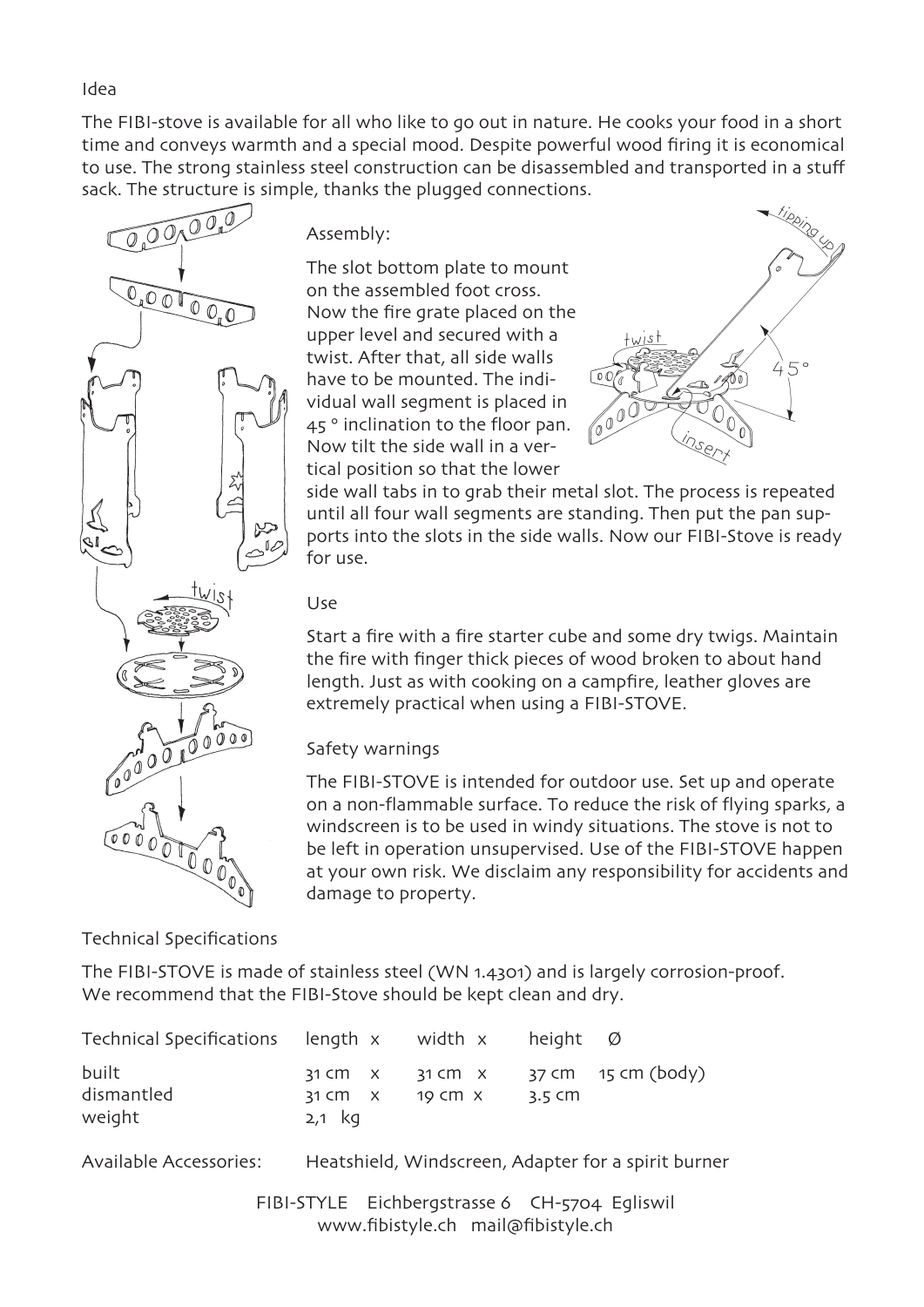## Idea

The FIBI-stove is available for all who like to go out in nature. He cooks your food in a short time and conveys warmth and a special mood. Despite powerful wood firing it is economical to use. The strong stainless steel construction can be disassembled and transported in a stuff sack. The structure is simple, thanks the plugged connections.

## Assembly:

The slot bottom plate to mount on the assembled foot cross. Now the fire grate placed on the upper level and secured with a twist. After that, all side walls have to be mounted. The individual wall segment is placed in 45 ° inclination to the floor pan. Now tilt the side wall in a vertical position so that the lower side wall tabs in to grab their metal slot. The process is repeated until all four wall segments are standing. Then put the pan supports into the slots in the side walls. Now our FIBI-Stove is ready for use.

## Use

Start a fire with a fire starter cube and some dry twigs. Maintain the fire with finger thick pieces of wood broken to about hand length. Just as with cooking on a campfire, leather gloves are extremely practical when using a FIBI-STOVE.

## Safety warnings

The FIBI-STOVE is intended for outdoor use. Set up and operate on a non-flammable surface. To reduce the risk of flying sparks, a windscreen is to be used in windy situations. The stove is not to be left in operation unsupervised. Use of the FIBI-STOVE happen at your own risk. We disclaim any responsibility for accidents and damage to property.

## Technical Specifications

The FIBI-STOVE is made of stainless steel (WN 1.4301) and is largely corrosion-proof.
We recommend that the FIBI-Stove should be kept clean and dry.

| Technical Specifications | length x | width x | height | Ø |
|---|---|---|---|---|
| built | 31 cm x | 31 cm x | 37 cm | 15 cm (body) |
| dismantled | 31 cm x | 19 cm x | 3.5 cm | |
| weight | 2,1 kg | | | |

Available Accessories: Heatshield, Windscreen, Adapter for a spirit burner

FIBI-STYLE Eichbergstrasse 6 CH-5704 Egliswil
www.fibistyle.ch mail@fibistyle.ch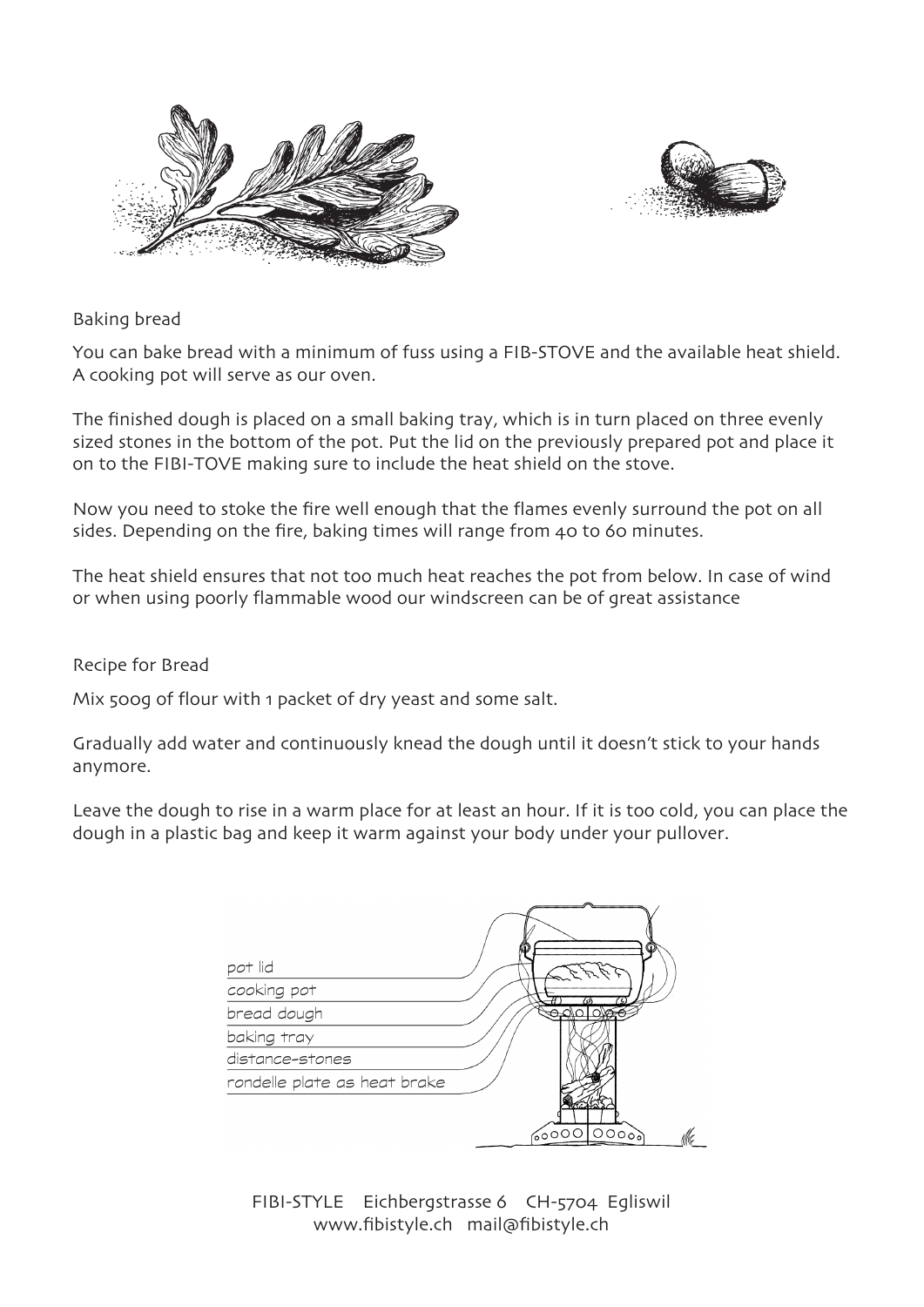## Baking bread

You can bake bread with a minimum of fuss using a FIB-STOVE and the available heat shield. A cooking pot will serve as our oven.

The finished dough is placed on a small baking tray, which is in turn placed on three evenly sized stones in the bottom of the pot. Put the lid on the previously prepared pot and place it on to the FIBI-TOVE making sure to include the heat shield on the stove.

Now you need to stoke the fire well enough that the flames evenly surround the pot on all sides. Depending on the fire, baking times will range from 40 to 60 minutes.

The heat shield ensures that not too much heat reaches the pot from below. In case of wind or when using poorly flammable wood our windscreen can be of great assistance

## Recipe for Bread

Mix 500g of flour with 1 packet of dry yeast and some salt.

Gradually add water and continuously knead the dough until it doesn't stick to your hands anymore.

Leave the dough to rise in a warm place for at least an hour. If it is too cold, you can place the dough in a plastic bag and keep it warm against your body under your pullover.

pot lid
cooking pot
bread dough
baking tray
distance-stones
rondelle plate as heat brake

FIBI-STYLE Eichbergstrasse 6 CH-5704 Egliswil
www.fibistyle.ch mail@fibistyle.ch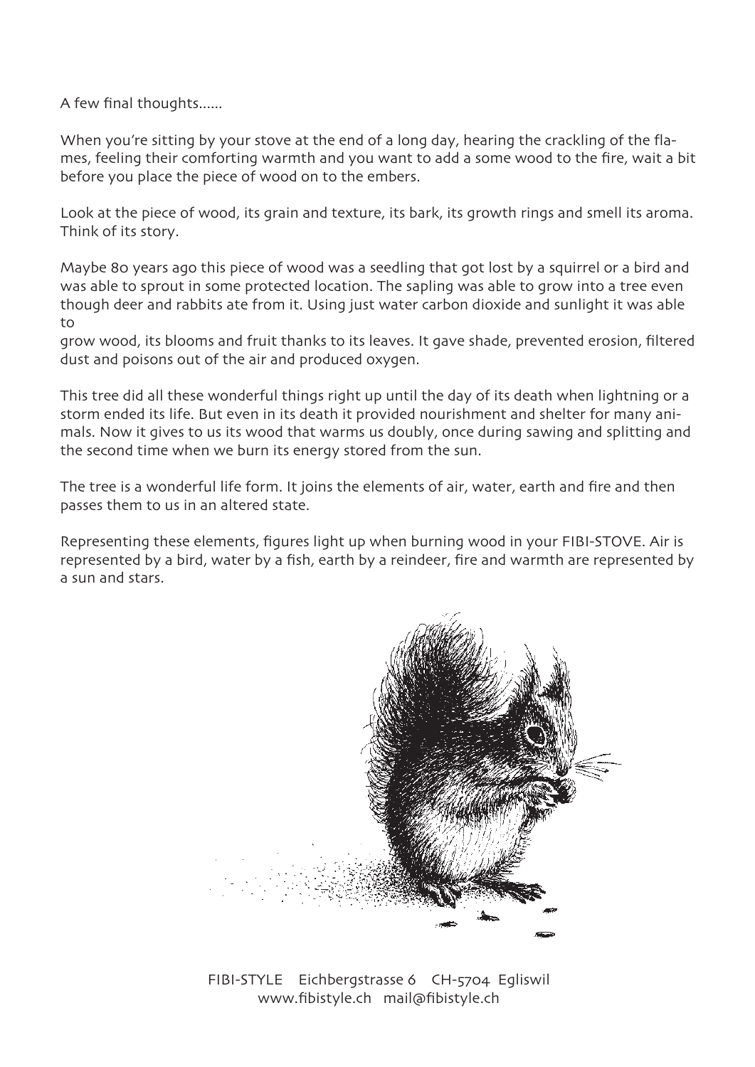A few final thoughts......

When you're sitting by your stove at the end of a long day, hearing the crackling of the flames, feeling their comforting warmth and you want to add a some wood to the fire, wait a bit before you place the piece of wood on to the embers.

Look at the piece of wood, its grain and texture, its bark, its growth rings and smell its aroma. Think of its story.

Maybe 80 years ago this piece of wood was a seedling that got lost by a squirrel or a bird and was able to sprout in some protected location. The sapling was able to grow into a tree even though deer and rabbits ate from it. Using just water carbon dioxide and sunlight it was able to
grow wood, its blooms and fruit thanks to its leaves. It gave shade, prevented erosion, filtered dust and poisons out of the air and produced oxygen.

This tree did all these wonderful things right up until the day of its death when lightning or a storm ended its life. But even in its death it provided nourishment and shelter for many animals. Now it gives to us its wood that warms us doubly, once during sawing and splitting and the second time when we burn its energy stored from the sun.

The tree is a wonderful life form. It joins the elements of air, water, earth and fire and then passes them to us in an altered state.

Representing these elements, figures light up when burning wood in your FIBI-STOVE. Air is represented by a bird, water by a fish, earth by a reindeer, fire and warmth are represented by a sun and stars.

FIBI-STYLE Eichbergstrasse 6 CH-5704 Egliswil
www.fibistyle.ch mail@fibistyle.ch